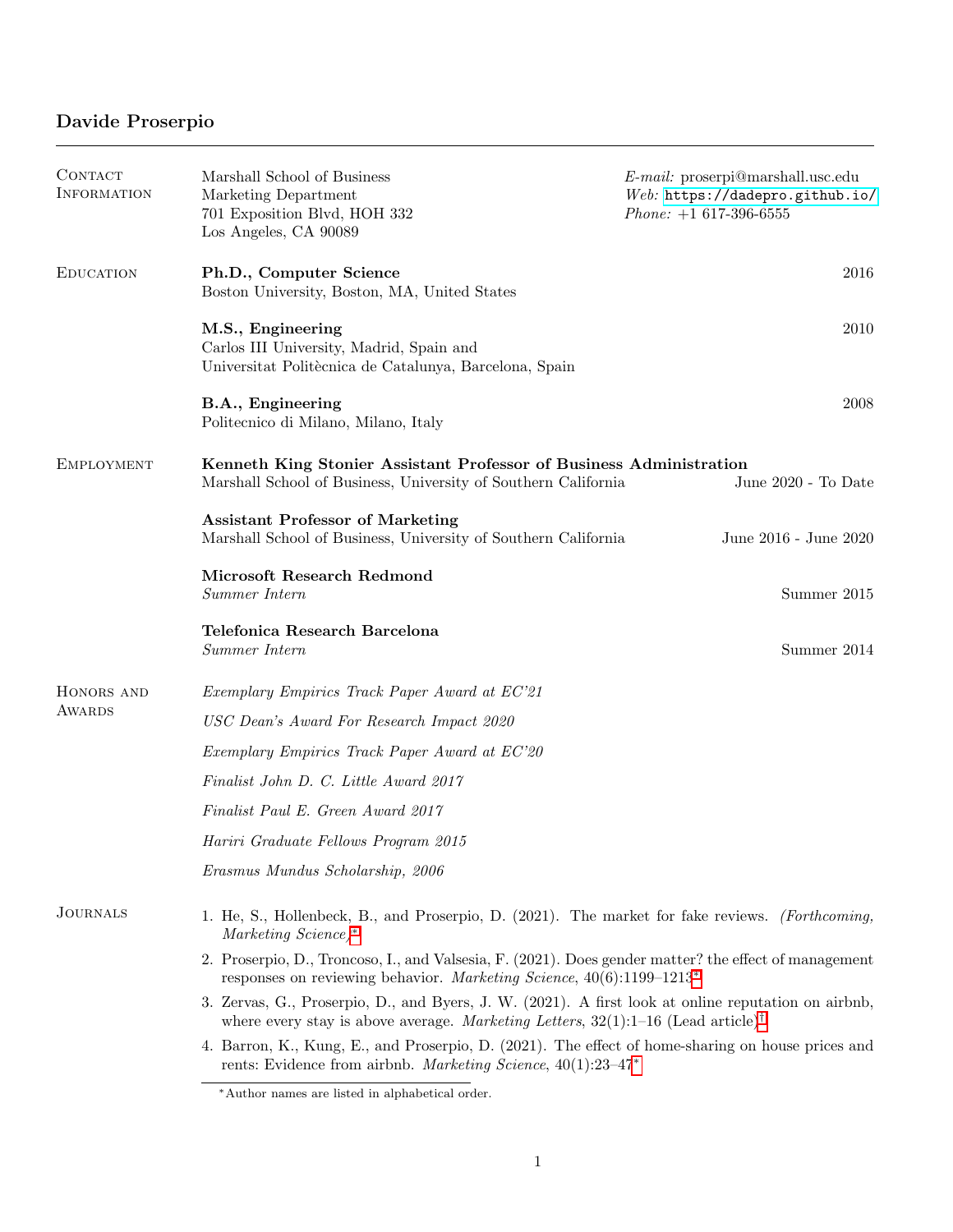# Davide Proserpio

## Contact Information

Marshall School of Business
Marketing Department
701 Exposition Blvd, HOH 332
Los Angeles, CA 90089

*E-mail:* proserpi@marshall.usc.edu
*Web:* https://dadepro.github.io/
*Phone:* +1 617-396-6555

## Education

**Ph.D., Computer Science** — 2016
Boston University, Boston, MA, United States

**M.S., Engineering** — 2010
Carlos III University, Madrid, Spain and
Universitat Politècnica de Catalunya, Barcelona, Spain

**B.A., Engineering** — 2008
Politecnico di Milano, Milano, Italy

## Employment

**Kenneth King Stonier Assistant Professor of Business Administration**
Marshall School of Business, University of Southern California — June 2020 - To Date

**Assistant Professor of Marketing**
Marshall School of Business, University of Southern California — June 2016 - June 2020

**Microsoft Research Redmond**
*Summer Intern* — Summer 2015

**Telefonica Research Barcelona**
*Summer Intern* — Summer 2014

## Honors and Awards

*Exemplary Empirics Track Paper Award at EC'21*

*USC Dean's Award For Research Impact 2020*

*Exemplary Empirics Track Paper Award at EC'20*

*Finalist John D. C. Little Award 2017*

*Finalist Paul E. Green Award 2017*

*Hariri Graduate Fellows Program 2015*

*Erasmus Mundus Scholarship, 2006*

## Journals

1. He, S., Hollenbeck, B., and Proserpio, D. (2021). The market for fake reviews. *(Forthcoming, Marketing Science)*[*]
2. Proserpio, D., Troncoso, I., and Valsesia, F. (2021). Does gender matter? the effect of management responses on reviewing behavior. *Marketing Science*, 40(6):1199–1213[*]
3. Zervas, G., Proserpio, D., and Byers, J. W. (2021). A first look at online reputation on airbnb, where every stay is above average. *Marketing Letters*, 32(1):1–16 (Lead article)[†]
4. Barron, K., Kung, E., and Proserpio, D. (2021). The effect of home-sharing on house prices and rents: Evidence from airbnb. *Marketing Science*, 40(1):23–47[*]

[*] Author names are listed in alphabetical order.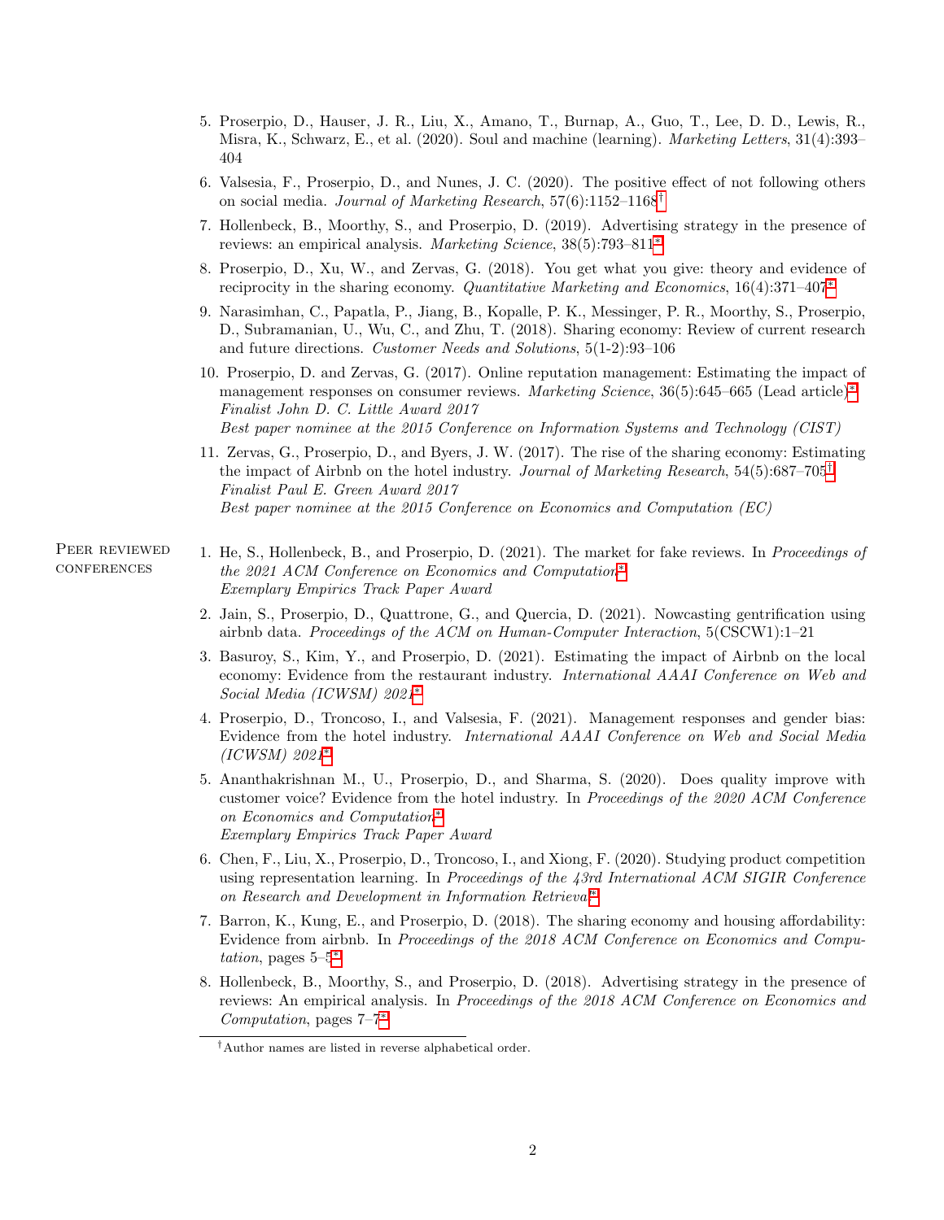5. Proserpio, D., Hauser, J. R., Liu, X., Amano, T., Burnap, A., Guo, T., Lee, D. D., Lewis, R., Misra, K., Schwarz, E., et al. (2020). Soul and machine (learning). *Marketing Letters*, 31(4):393–404

6. Valsesia, F., Proserpio, D., and Nunes, J. C. (2020). The positive effect of not following others on social media. *Journal of Marketing Research*, 57(6):1152–1168[†]

7. Hollenbeck, B., Moorthy, S., and Proserpio, D. (2019). Advertising strategy in the presence of reviews: an empirical analysis. *Marketing Science*, 38(5):793–811[*]

8. Proserpio, D., Xu, W., and Zervas, G. (2018). You get what you give: theory and evidence of reciprocity in the sharing economy. *Quantitative Marketing and Economics*, 16(4):371–407[*]

9. Narasimhan, C., Papatla, P., Jiang, B., Kopalle, P. K., Messinger, P. R., Moorthy, S., Proserpio, D., Subramanian, U., Wu, C., and Zhu, T. (2018). Sharing economy: Review of current research and future directions. *Customer Needs and Solutions*, 5(1-2):93–106

10. Proserpio, D. and Zervas, G. (2017). Online reputation management: Estimating the impact of management responses on consumer reviews. *Marketing Science*, 36(5):645–665 (Lead article)[*]
    *Finalist John D. C. Little Award 2017*
    *Best paper nominee at the 2015 Conference on Information Systems and Technology (CIST)*

11. Zervas, G., Proserpio, D., and Byers, J. W. (2017). The rise of the sharing economy: Estimating the impact of Airbnb on the hotel industry. *Journal of Marketing Research*, 54(5):687–705[†]
    *Finalist Paul E. Green Award 2017*
    *Best paper nominee at the 2015 Conference on Economics and Computation (EC)*

## Peer reviewed conferences

1. He, S., Hollenbeck, B., and Proserpio, D. (2021). The market for fake reviews. In *Proceedings of the 2021 ACM Conference on Economics and Computation*[*]
   *Exemplary Empirics Track Paper Award*

2. Jain, S., Proserpio, D., Quattrone, G., and Quercia, D. (2021). Nowcasting gentrification using airbnb data. *Proceedings of the ACM on Human-Computer Interaction*, 5(CSCW1):1–21

3. Basuroy, S., Kim, Y., and Proserpio, D. (2021). Estimating the impact of Airbnb on the local economy: Evidence from the restaurant industry. *International AAAI Conference on Web and Social Media (ICWSM) 2021*[*]

4. Proserpio, D., Troncoso, I., and Valsesia, F. (2021). Management responses and gender bias: Evidence from the hotel industry. *International AAAI Conference on Web and Social Media (ICWSM) 2021*[*]

5. Ananthakrishnan M., U., Proserpio, D., and Sharma, S. (2020). Does quality improve with customer voice? Evidence from the hotel industry. In *Proceedings of the 2020 ACM Conference on Economics and Computation*[*]
   *Exemplary Empirics Track Paper Award*

6. Chen, F., Liu, X., Proserpio, D., Troncoso, I., and Xiong, F. (2020). Studying product competition using representation learning. In *Proceedings of the 43rd International ACM SIGIR Conference on Research and Development in Information Retrieval*[*]

7. Barron, K., Kung, E., and Proserpio, D. (2018). The sharing economy and housing affordability: Evidence from airbnb. In *Proceedings of the 2018 ACM Conference on Economics and Computation*, pages 5–5[*]

8. Hollenbeck, B., Moorthy, S., and Proserpio, D. (2018). Advertising strategy in the presence of reviews: An empirical analysis. In *Proceedings of the 2018 ACM Conference on Economics and Computation*, pages 7–7[*]

[†]Author names are listed in reverse alphabetical order.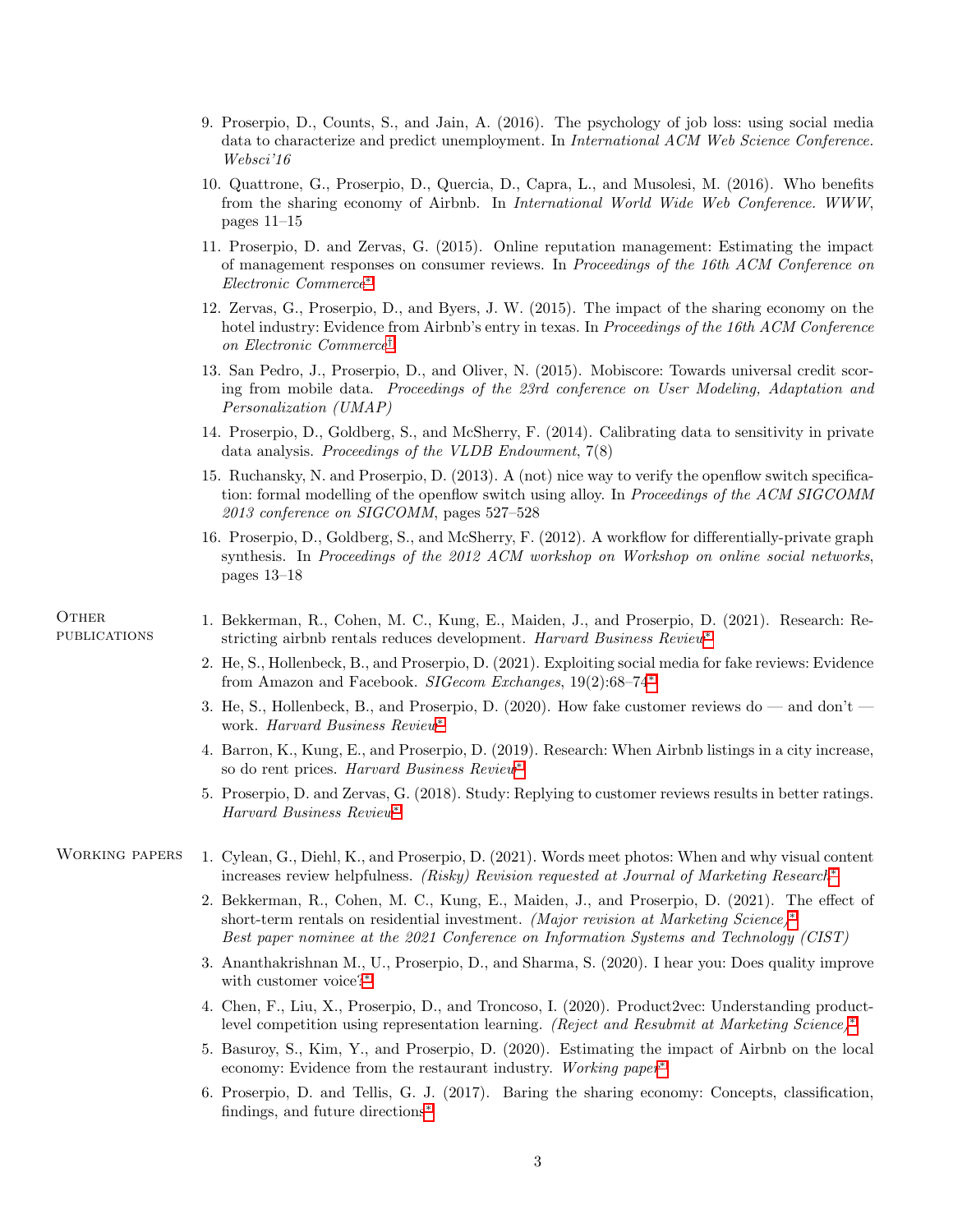9. Proserpio, D., Counts, S., and Jain, A. (2016). The psychology of job loss: using social media data to characterize and predict unemployment. In *International ACM Web Science Conference. Websci'16*
10. Quattrone, G., Proserpio, D., Quercia, D., Capra, L., and Musolesi, M. (2016). Who benefits from the sharing economy of Airbnb. In *International World Wide Web Conference. WWW*, pages 11–15
11. Proserpio, D. and Zervas, G. (2015). Online reputation management: Estimating the impact of management responses on consumer reviews. In *Proceedings of the 16th ACM Conference on Electronic Commerce*[*]
12. Zervas, G., Proserpio, D., and Byers, J. W. (2015). The impact of the sharing economy on the hotel industry: Evidence from Airbnb's entry in texas. In *Proceedings of the 16th ACM Conference on Electronic Commerce*[†]
13. San Pedro, J., Proserpio, D., and Oliver, N. (2015). Mobiscore: Towards universal credit scoring from mobile data. *Proceedings of the 23rd conference on User Modeling, Adaptation and Personalization (UMAP)*
14. Proserpio, D., Goldberg, S., and McSherry, F. (2014). Calibrating data to sensitivity in private data analysis. *Proceedings of the VLDB Endowment*, 7(8)
15. Ruchansky, N. and Proserpio, D. (2013). A (not) nice way to verify the openflow switch specification: formal modelling of the openflow switch using alloy. In *Proceedings of the ACM SIGCOMM 2013 conference on SIGCOMM*, pages 527–528
16. Proserpio, D., Goldberg, S., and McSherry, F. (2012). A workflow for differentially-private graph synthesis. In *Proceedings of the 2012 ACM workshop on Workshop on online social networks*, pages 13–18

## Other publications

1. Bekkerman, R., Cohen, M. C., Kung, E., Maiden, J., and Proserpio, D. (2021). Research: Restricting airbnb rentals reduces development. *Harvard Business Review*[*]
2. He, S., Hollenbeck, B., and Proserpio, D. (2021). Exploiting social media for fake reviews: Evidence from Amazon and Facebook. *SIGecom Exchanges*, 19(2):68–74[*]
3. He, S., Hollenbeck, B., and Proserpio, D. (2020). How fake customer reviews do — and don't — work. *Harvard Business Review*[*]
4. Barron, K., Kung, E., and Proserpio, D. (2019). Research: When Airbnb listings in a city increase, so do rent prices. *Harvard Business Review*[*]
5. Proserpio, D. and Zervas, G. (2018). Study: Replying to customer reviews results in better ratings. *Harvard Business Review*[*]

## Working papers

1. Cylean, G., Diehl, K., and Proserpio, D. (2021). Words meet photos: When and why visual content increases review helpfulness. *(Risky) Revision requested at Journal of Marketing Research*[*]
2. Bekkerman, R., Cohen, M. C., Kung, E., Maiden, J., and Proserpio, D. (2021). The effect of short-term rentals on residential investment. *(Major revision at Marketing Science)*[*]
   *Best paper nominee at the 2021 Conference on Information Systems and Technology (CIST)*
3. Ananthakrishnan M., U., Proserpio, D., and Sharma, S. (2020). I hear you: Does quality improve with customer voice?[*]
4. Chen, F., Liu, X., Proserpio, D., and Troncoso, I. (2020). Product2vec: Understanding product-level competition using representation learning. *(Reject and Resubmit at Marketing Science)*[*]
5. Basuroy, S., Kim, Y., and Proserpio, D. (2020). Estimating the impact of Airbnb on the local economy: Evidence from the restaurant industry. *Working paper*[*]
6. Proserpio, D. and Tellis, G. J. (2017). Baring the sharing economy: Concepts, classification, findings, and future directions[*]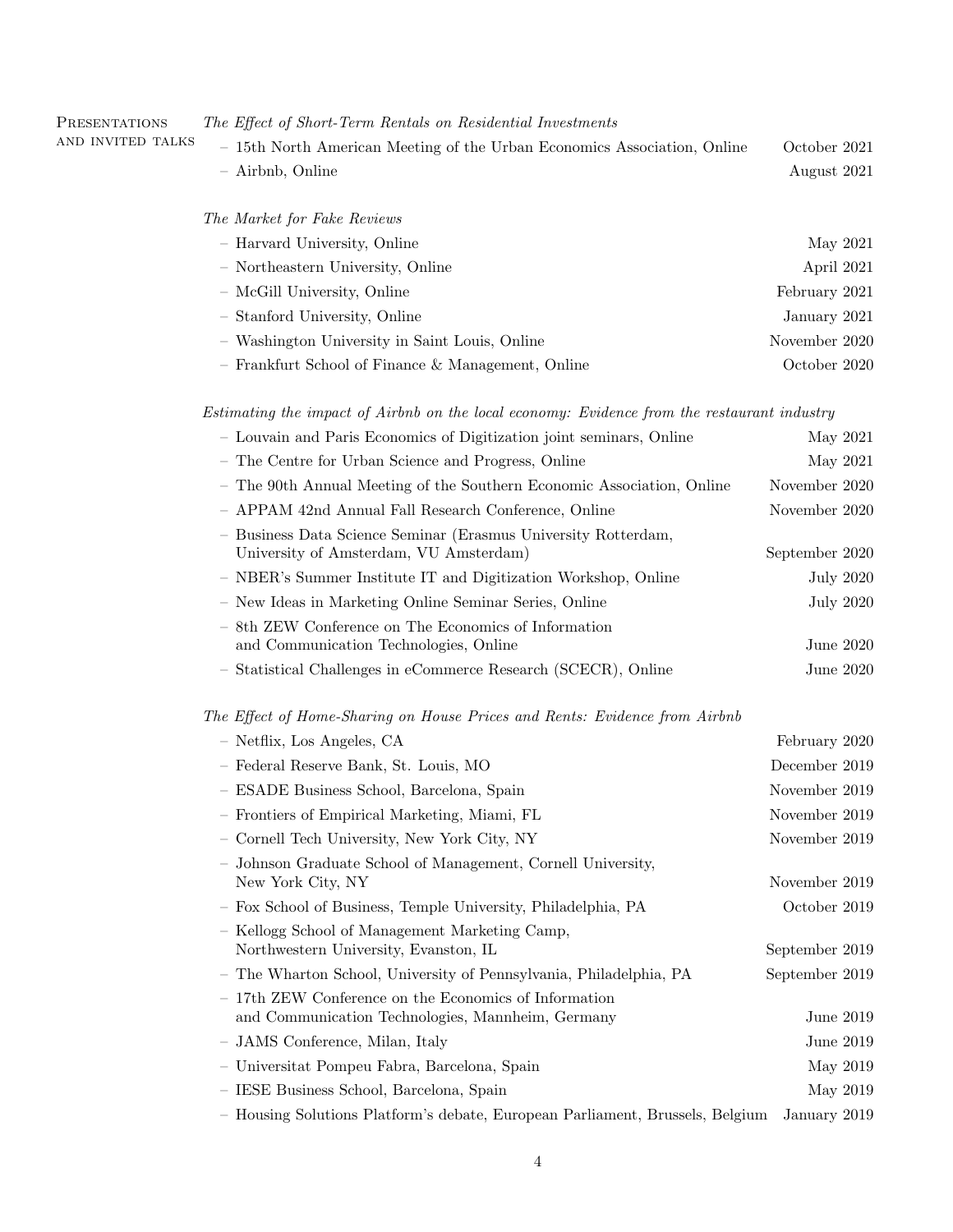## Presentations and invited talks

*The Effect of Short-Term Rentals on Residential Investments*

- 15th North American Meeting of the Urban Economics Association, Online — October 2021
- Airbnb, Online — August 2021

*The Market for Fake Reviews*

- Harvard University, Online — May 2021
- Northeastern University, Online — April 2021
- McGill University, Online — February 2021
- Stanford University, Online — January 2021
- Washington University in Saint Louis, Online — November 2020
- Frankfurt School of Finance & Management, Online — October 2020

*Estimating the impact of Airbnb on the local economy: Evidence from the restaurant industry*

- Louvain and Paris Economics of Digitization joint seminars, Online — May 2021
- The Centre for Urban Science and Progress, Online — May 2021
- The 90th Annual Meeting of the Southern Economic Association, Online — November 2020
- APPAM 42nd Annual Fall Research Conference, Online — November 2020
- Business Data Science Seminar (Erasmus University Rotterdam, University of Amsterdam, VU Amsterdam) — September 2020
- NBER's Summer Institute IT and Digitization Workshop, Online — July 2020
- New Ideas in Marketing Online Seminar Series, Online — July 2020
- 8th ZEW Conference on The Economics of Information and Communication Technologies, Online — June 2020
- Statistical Challenges in eCommerce Research (SCECR), Online — June 2020

*The Effect of Home-Sharing on House Prices and Rents: Evidence from Airbnb*

- Netflix, Los Angeles, CA — February 2020
- Federal Reserve Bank, St. Louis, MO — December 2019
- ESADE Business School, Barcelona, Spain — November 2019
- Frontiers of Empirical Marketing, Miami, FL — November 2019
- Cornell Tech University, New York City, NY — November 2019
- Johnson Graduate School of Management, Cornell University, New York City, NY — November 2019
- Fox School of Business, Temple University, Philadelphia, PA — October 2019
- Kellogg School of Management Marketing Camp, Northwestern University, Evanston, IL — September 2019
- The Wharton School, University of Pennsylvania, Philadelphia, PA — September 2019
- 17th ZEW Conference on the Economics of Information and Communication Technologies, Mannheim, Germany — June 2019
- JAMS Conference, Milan, Italy — June 2019
- Universitat Pompeu Fabra, Barcelona, Spain — May 2019
- IESE Business School, Barcelona, Spain — May 2019
- Housing Solutions Platform's debate, European Parliament, Brussels, Belgium — January 2019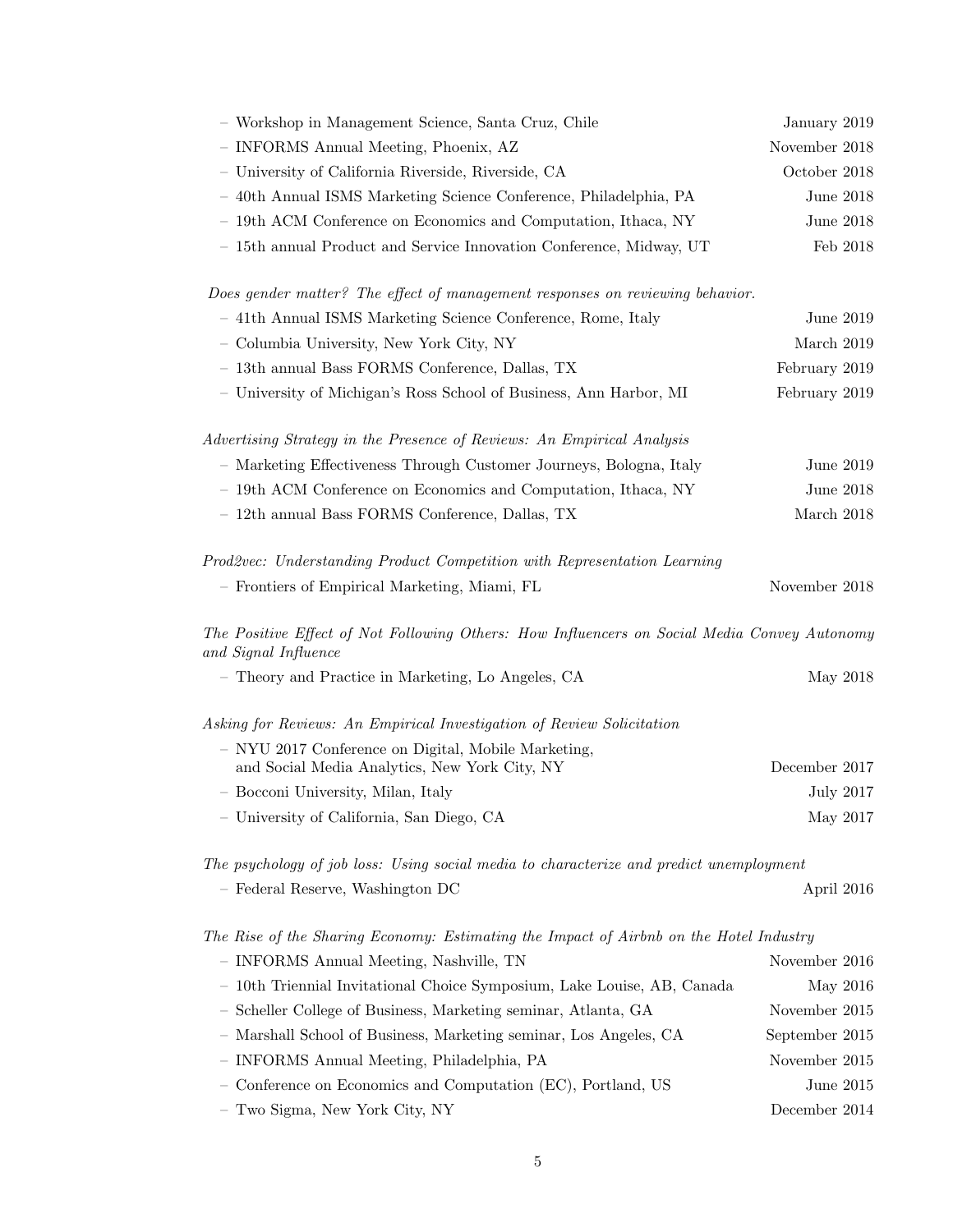- Workshop in Management Science, Santa Cruz, Chile — January 2019
- INFORMS Annual Meeting, Phoenix, AZ — November 2018
- University of California Riverside, Riverside, CA — October 2018
- 40th Annual ISMS Marketing Science Conference, Philadelphia, PA — June 2018
- 19th ACM Conference on Economics and Computation, Ithaca, NY — June 2018
- 15th annual Product and Service Innovation Conference, Midway, UT — Feb 2018

*Does gender matter? The effect of management responses on reviewing behavior.*

- 41th Annual ISMS Marketing Science Conference, Rome, Italy — June 2019
- Columbia University, New York City, NY — March 2019
- 13th annual Bass FORMS Conference, Dallas, TX — February 2019
- University of Michigan's Ross School of Business, Ann Harbor, MI — February 2019

*Advertising Strategy in the Presence of Reviews: An Empirical Analysis*

- Marketing Effectiveness Through Customer Journeys, Bologna, Italy — June 2019
- 19th ACM Conference on Economics and Computation, Ithaca, NY — June 2018
- 12th annual Bass FORMS Conference, Dallas, TX — March 2018

*Prod2vec: Understanding Product Competition with Representation Learning*

- Frontiers of Empirical Marketing, Miami, FL — November 2018

*The Positive Effect of Not Following Others: How Influencers on Social Media Convey Autonomy and Signal Influence*

- Theory and Practice in Marketing, Lo Angeles, CA — May 2018

*Asking for Reviews: An Empirical Investigation of Review Solicitation*

- NYU 2017 Conference on Digital, Mobile Marketing, and Social Media Analytics, New York City, NY — December 2017
- Bocconi University, Milan, Italy — July 2017
- University of California, San Diego, CA — May 2017

*The psychology of job loss: Using social media to characterize and predict unemployment*

- Federal Reserve, Washington DC — April 2016

*The Rise of the Sharing Economy: Estimating the Impact of Airbnb on the Hotel Industry*

- INFORMS Annual Meeting, Nashville, TN — November 2016
- 10th Triennial Invitational Choice Symposium, Lake Louise, AB, Canada — May 2016
- Scheller College of Business, Marketing seminar, Atlanta, GA — November 2015
- Marshall School of Business, Marketing seminar, Los Angeles, CA — September 2015
- INFORMS Annual Meeting, Philadelphia, PA — November 2015
- Conference on Economics and Computation (EC), Portland, US — June 2015
- Two Sigma, New York City, NY — December 2014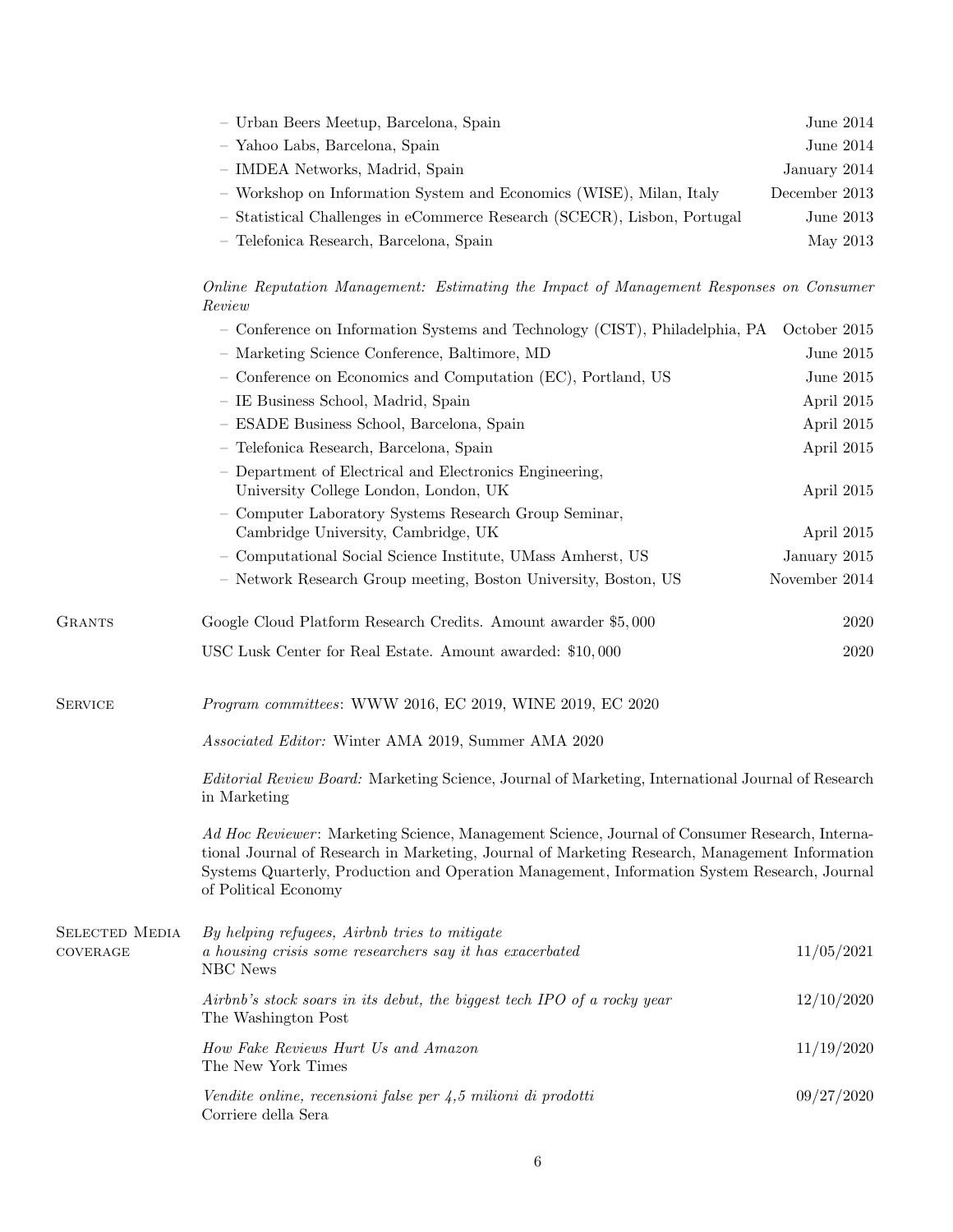- Urban Beers Meetup, Barcelona, Spain — June 2014
- Yahoo Labs, Barcelona, Spain — June 2014
- IMDEA Networks, Madrid, Spain — January 2014
- Workshop on Information System and Economics (WISE), Milan, Italy — December 2013
- Statistical Challenges in eCommerce Research (SCECR), Lisbon, Portugal — June 2013
- Telefonica Research, Barcelona, Spain — May 2013

*Online Reputation Management: Estimating the Impact of Management Responses on Consumer Review*

- Conference on Information Systems and Technology (CIST), Philadelphia, PA — October 2015
- Marketing Science Conference, Baltimore, MD — June 2015
- Conference on Economics and Computation (EC), Portland, US — June 2015
- IE Business School, Madrid, Spain — April 2015
- ESADE Business School, Barcelona, Spain — April 2015
- Telefonica Research, Barcelona, Spain — April 2015
- Department of Electrical and Electronics Engineering, University College London, London, UK — April 2015
- Computer Laboratory Systems Research Group Seminar, Cambridge University, Cambridge, UK — April 2015
- Computational Social Science Institute, UMass Amherst, US — January 2015
- Network Research Group meeting, Boston University, Boston, US — November 2014

## Grants

Google Cloud Platform Research Credits. Amount awarder $5,000 — 2020

USC Lusk Center for Real Estate. Amount awarded: $10,000 — 2020

## Service

*Program committees*: WWW 2016, EC 2019, WINE 2019, EC 2020

*Associated Editor:* Winter AMA 2019, Summer AMA 2020

*Editorial Review Board:* Marketing Science, Journal of Marketing, International Journal of Research in Marketing

*Ad Hoc Reviewer*: Marketing Science, Management Science, Journal of Consumer Research, International Journal of Research in Marketing, Journal of Marketing Research, Management Information Systems Quarterly, Production and Operation Management, Information System Research, Journal of Political Economy

## Selected Media coverage

*By helping refugees, Airbnb tries to mitigate a housing crisis some researchers say it has exacerbated* — 11/05/2021
NBC News

*Airbnb's stock soars in its debut, the biggest tech IPO of a rocky year* — 12/10/2020
The Washington Post

*How Fake Reviews Hurt Us and Amazon* — 11/19/2020
The New York Times

*Vendite online, recensioni false per 4,5 milioni di prodotti* — 09/27/2020
Corriere della Sera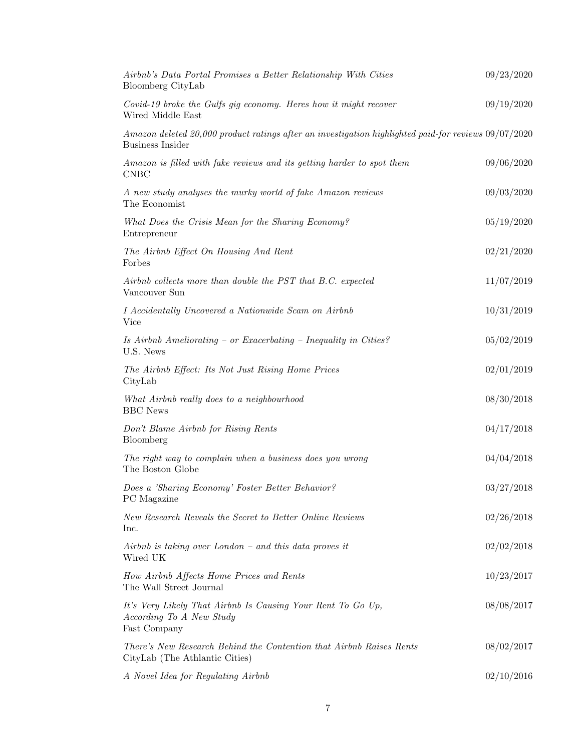*Airbnb's Data Portal Promises a Better Relationship With Cities* — 09/23/2020
Bloomberg CityLab

*Covid-19 broke the Gulfs gig economy. Heres how it might recover* — 09/19/2020
Wired Middle East

*Amazon deleted 20,000 product ratings after an investigation highlighted paid-for reviews* — 09/07/2020
Business Insider

*Amazon is filled with fake reviews and its getting harder to spot them* — 09/06/2020
CNBC

*A new study analyses the murky world of fake Amazon reviews* — 09/03/2020
The Economist

*What Does the Crisis Mean for the Sharing Economy?* — 05/19/2020
Entrepreneur

*The Airbnb Effect On Housing And Rent* — 02/21/2020
Forbes

*Airbnb collects more than double the PST that B.C. expected* — 11/07/2019
Vancouver Sun

*I Accidentally Uncovered a Nationwide Scam on Airbnb* — 10/31/2019
Vice

*Is Airbnb Ameliorating – or Exacerbating – Inequality in Cities?* — 05/02/2019
U.S. News

*The Airbnb Effect: Its Not Just Rising Home Prices* — 02/01/2019
CityLab

*What Airbnb really does to a neighbourhood* — 08/30/2018
BBC News

*Don't Blame Airbnb for Rising Rents* — 04/17/2018
Bloomberg

*The right way to complain when a business does you wrong* — 04/04/2018
The Boston Globe

*Does a 'Sharing Economy' Foster Better Behavior?* — 03/27/2018
PC Magazine

*New Research Reveals the Secret to Better Online Reviews* — 02/26/2018
Inc.

*Airbnb is taking over London – and this data proves it* — 02/02/2018
Wired UK

*How Airbnb Affects Home Prices and Rents* — 10/23/2017
The Wall Street Journal

*It's Very Likely That Airbnb Is Causing Your Rent To Go Up, According To A New Study* — 08/08/2017
Fast Company

*There's New Research Behind the Contention that Airbnb Raises Rents* — 08/02/2017
CityLab (The Athlantic Cities)

*A Novel Idea for Regulating Airbnb* — 02/10/2016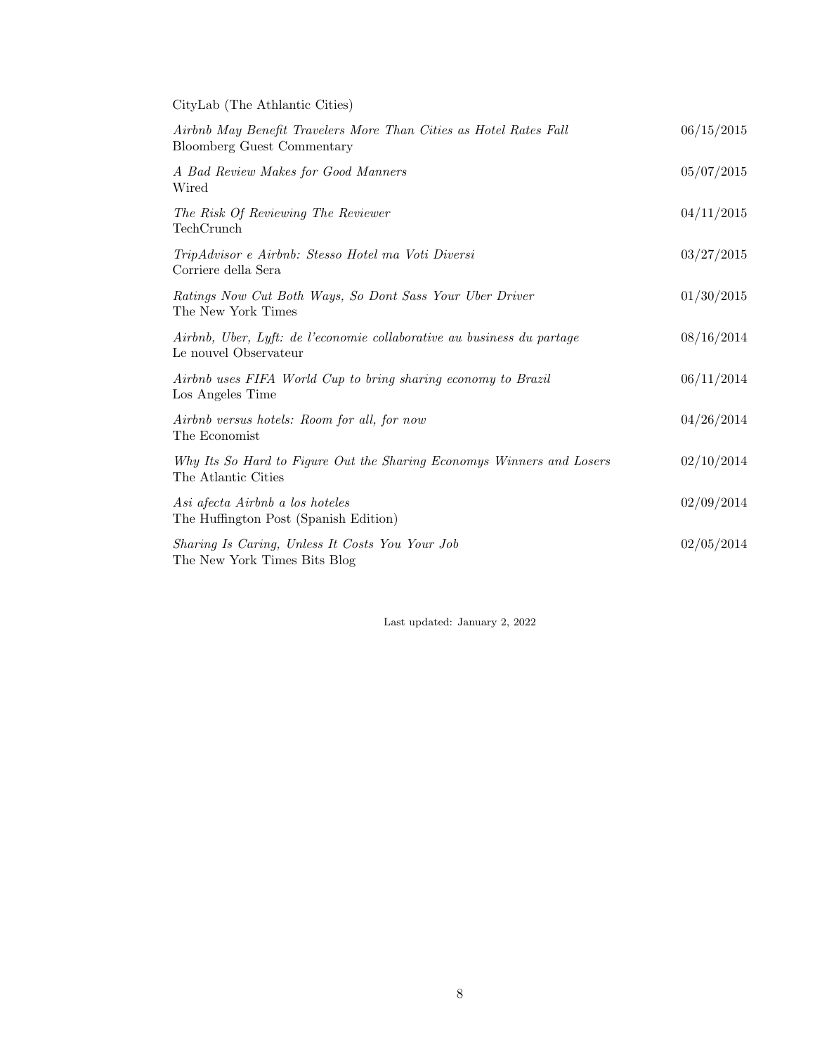CityLab (The Athlantic Cities)

*Airbnb May Benefit Travelers More Than Cities as Hotel Rates Fall* 06/15/2015
Bloomberg Guest Commentary

*A Bad Review Makes for Good Manners* 05/07/2015
Wired

*The Risk Of Reviewing The Reviewer* 04/11/2015
TechCrunch

*TripAdvisor e Airbnb: Stesso Hotel ma Voti Diversi* 03/27/2015
Corriere della Sera

*Ratings Now Cut Both Ways, So Dont Sass Your Uber Driver* 01/30/2015
The New York Times

*Airbnb, Uber, Lyft: de l'economie collaborative au business du partage* 08/16/2014
Le nouvel Observateur

*Airbnb uses FIFA World Cup to bring sharing economy to Brazil* 06/11/2014
Los Angeles Time

*Airbnb versus hotels: Room for all, for now* 04/26/2014
The Economist

*Why Its So Hard to Figure Out the Sharing Economys Winners and Losers* 02/10/2014
The Atlantic Cities

*Asi afecta Airbnb a los hoteles* 02/09/2014
The Huffington Post (Spanish Edition)

*Sharing Is Caring, Unless It Costs You Your Job* 02/05/2014
The New York Times Bits Blog

Last updated: January 2, 2022